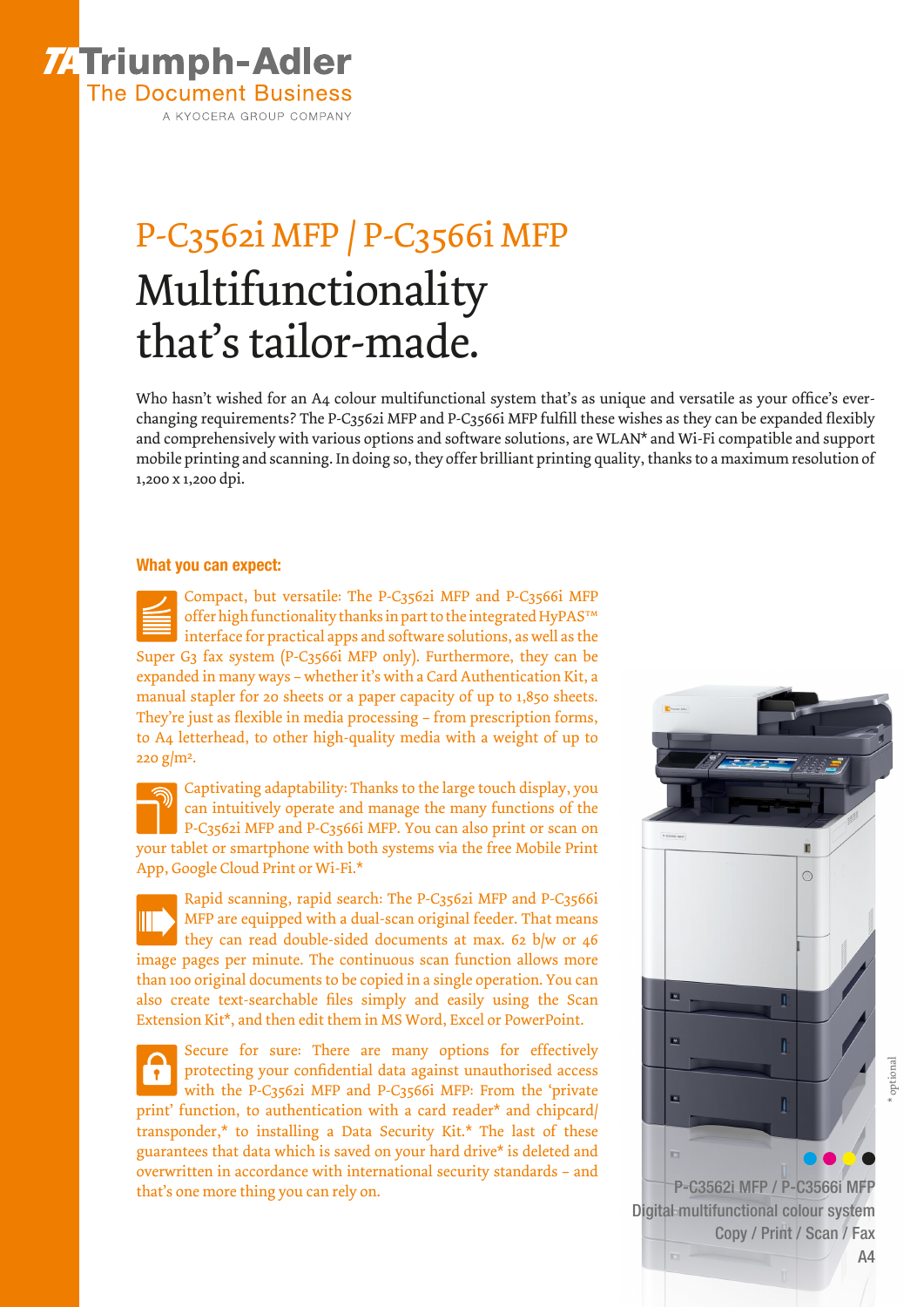TA Triumph-Adler
The Document Business
A KYOCERA GROUP COMPANY

# P-C3562i MFP / P-C3566i MFP

## Multifunctionality that's tailor-made.

Who hasn't wished for an A4 colour multifunctional system that's as unique and versatile as your office's ever-changing requirements? The P-C3562i MFP and P-C3566i MFP fulfill these wishes as they can be expanded flexibly and comprehensively with various options and software solutions, are WLAN* and Wi-Fi compatible and support mobile printing and scanning. In doing so, they offer brilliant printing quality, thanks to a maximum resolution of 1,200 x 1,200 dpi.

### What you can expect:

Compact, but versatile: The P-C3562i MFP and P-C3566i MFP offer high functionality thanks in part to the integrated HyPAS™ interface for practical apps and software solutions, as well as the Super G3 fax system (P-C3566i MFP only). Furthermore, they can be expanded in many ways – whether it's with a Card Authentication Kit, a manual stapler for 20 sheets or a paper capacity of up to 1,850 sheets. They're just as flexible in media processing – from prescription forms, to A4 letterhead, to other high-quality media with a weight of up to 220 g/m².

Captivating adaptability: Thanks to the large touch display, you can intuitively operate and manage the many functions of the P-C3562i MFP and P-C3566i MFP. You can also print or scan on your tablet or smartphone with both systems via the free Mobile Print App, Google Cloud Print or Wi-Fi.*

Rapid scanning, rapid search: The P-C3562i MFP and P-C3566i MFP are equipped with a dual-scan original feeder. That means they can read double-sided documents at max. 62 b/w or 46 image pages per minute. The continuous scan function allows more than 100 original documents to be copied in a single operation. You can also create text-searchable files simply and easily using the Scan Extension Kit*, and then edit them in MS Word, Excel or PowerPoint.

Secure for sure: There are many options for effectively protecting your confidential data against unauthorised access with the P-C3562i MFP and P-C3566i MFP: From the 'private print' function, to authentication with a card reader* and chipcard/transponder,* to installing a Data Security Kit.* The last of these guarantees that data which is saved on your hard drive* is deleted and overwritten in accordance with international security standards – and that's one more thing you can rely on.

P-C3562i MFP / P-C3566i MFP
Digital multifunctional colour system
Copy / Print / Scan / Fax
A4

* optional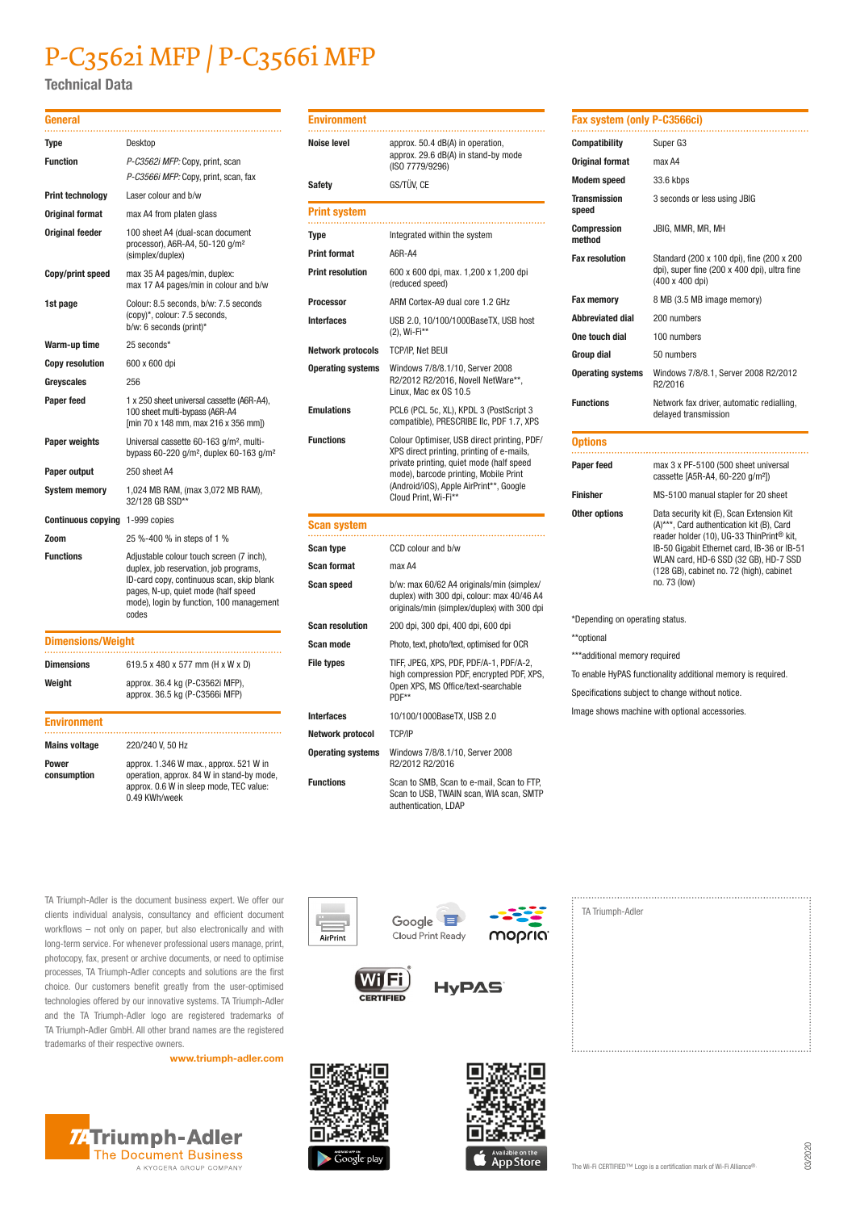# P-C3562i MFP | P-C3566i MFP

Technical Data

## General

| | |
|---|---|
| **Type** | Desktop |
| **Function** | *P-C3562i MFP:* Copy, print, scan<br>*P-C3566i MFP:* Copy, print, scan, fax |
| **Print technology** | Laser colour and b/w |
| **Original format** | max A4 from platen glass |
| **Original feeder** | 100 sheet A4 (dual-scan document processor), A6R-A4, 50-120 g/m² (simplex/duplex) |
| **Copy/print speed** | max 35 A4 pages/min, duplex: max 17 A4 pages/min in colour and b/w |
| **1st page** | Colour: 8.5 seconds, b/w: 7.5 seconds (copy)*, colour: 7.5 seconds, b/w: 6 seconds (print)* |
| **Warm-up time** | 25 seconds* |
| **Copy resolution** | 600 x 600 dpi |
| **Greyscales** | 256 |
| **Paper feed** | 1 x 250 sheet universal cassette (A6R-A4), 100 sheet multi-bypass (A6R-A4 [min 70 x 148 mm, max 216 x 356 mm]) |
| **Paper weights** | Universal cassette 60-163 g/m², multi-bypass 60-220 g/m², duplex 60-163 g/m² |
| **Paper output** | 250 sheet A4 |
| **System memory** | 1,024 MB RAM, (max 3,072 MB RAM), 32/128 GB SSD** |
| **Continuous copying** | 1-999 copies |
| **Zoom** | 25 %-400 % in steps of 1 % |
| **Functions** | Adjustable colour touch screen (7 inch), duplex, job reservation, job programs, ID-card copy, continuous scan, skip blank pages, N-up, quiet mode (half speed mode), login by function, 100 management codes |

## Dimensions/Weight

| | |
|---|---|
| **Dimensions** | 619.5 x 480 x 577 mm (H x W x D) |
| **Weight** | approx. 36.4 kg (P-C3562i MFP), approx. 36.5 kg (P-C3566i MFP) |

## Environment

| | |
|---|---|
| **Mains voltage** | 220/240 V, 50 Hz |
| **Power consumption** | approx. 1.346 W max., approx. 521 W in operation, approx. 84 W in stand-by mode, approx. 0.6 W in sleep mode, TEC value: 0.49 KWh/week |

## Environment

| | |
|---|---|
| **Noise level** | approx. 50.4 dB(A) in operation, approx. 29.6 dB(A) in stand-by mode (ISO 7779/9296) |
| **Safety** | GS/TÜV, CE |

## Print system

| | |
|---|---|
| **Type** | Integrated within the system |
| **Print format** | A6R-A4 |
| **Print resolution** | 600 x 600 dpi, max. 1,200 x 1,200 dpi (reduced speed) |
| **Processor** | ARM Cortex-A9 dual core 1.2 GHz |
| **Interfaces** | USB 2.0, 10/100/1000BaseTX, USB host (2), Wi-Fi** |
| **Network protocols** | TCP/IP, Net BEUI |
| **Operating systems** | Windows 7/8/8.1/10, Server 2008 R2/2012 R2/2016, Novell NetWare**, Linux, Mac ex OS 10.5 |
| **Emulations** | PCL6 (PCL 5c, XL), KPDL 3 (PostScript 3 compatible), PRESCRIBE IIc, PDF 1.7, XPS |
| **Functions** | Colour Optimiser, USB direct printing, PDF/XPS direct printing, printing of e-mails, private printing, quiet mode (half speed mode), barcode printing, Mobile Print (Android/iOS), Apple AirPrint**, Google Cloud Print, Wi-Fi** |

## Scan system

| | |
|---|---|
| **Scan type** | CCD colour and b/w |
| **Scan format** | max A4 |
| **Scan speed** | b/w: max 60/62 A4 originals/min (simplex/duplex) with 300 dpi, colour: max 40/46 A4 originals/min (simplex/duplex) with 300 dpi |
| **Scan resolution** | 200 dpi, 300 dpi, 400 dpi, 600 dpi |
| **Scan mode** | Photo, text, photo/text, optimised for OCR |
| **File types** | TIFF, JPEG, XPS, PDF, PDF/A-1, PDF/A-2, high compression PDF, encrypted PDF, XPS, Open XPS, MS Office/text-searchable PDF** |
| **Interfaces** | 10/100/1000BaseTX, USB 2.0 |
| **Network protocol** | TCP/IP |
| **Operating systems** | Windows 7/8/8.1/10, Server 2008 R2/2012 R2/2016 |
| **Functions** | Scan to SMB, Scan to e-mail, Scan to FTP, Scan to USB, TWAIN scan, WIA scan, SMTP authentication, LDAP |

## Fax system (only P-C3566ci)

| | |
|---|---|
| **Compatibility** | Super G3 |
| **Original format** | max A4 |
| **Modem speed** | 33.6 kbps |
| **Transmission speed** | 3 seconds or less using JBIG |
| **Compression method** | JBIG, MMR, MR, MH |
| **Fax resolution** | Standard (200 x 100 dpi), fine (200 x 200 dpi), super fine (200 x 400 dpi), ultra fine (400 x 400 dpi) |
| **Fax memory** | 8 MB (3.5 MB image memory) |
| **Abbreviated dial** | 200 numbers |
| **One touch dial** | 100 numbers |
| **Group dial** | 50 numbers |
| **Operating systems** | Windows 7/8/8.1, Server 2008 R2/2012 R2/2016 |
| **Functions** | Network fax driver, automatic redialling, delayed transmission |

## Options

| | |
|---|---|
| **Paper feed** | max 3 x PF-5100 (500 sheet universal cassette [A5R-A4, 60-220 g/m²]) |
| **Finisher** | MS-5100 manual stapler for 20 sheet |
| **Other options** | Data security kit (E), Scan Extension Kit (A)***, Card authentication kit (B), Card reader holder (10), UG-33 ThinPrint® kit, IB-50 Gigabit Ethernet card, IB-36 or IB-51 WLAN card, HD-6 SSD (32 GB), HD-7 SSD (128 GB), cabinet no. 72 (high), cabinet no. 73 (low) |

*Depending on operating status.

**optional

***additional memory required

To enable HyPAS functionality additional memory is required.

Specifications subject to change without notice.

Image shows machine with optional accessories.

TA Triumph-Adler is the document business expert. We offer our clients individual analysis, consultancy and efficient document workflows – not only on paper, but also electronically and with long-term service. For whenever professional users manage, print, photocopy, fax, present or archive documents, or need to optimise processes, TA Triumph-Adler concepts and solutions are the first choice. Our customers benefit greatly from the user-optimised technologies offered by our innovative systems. TA Triumph-Adler and the TA Triumph-Adler logo are registered trademarks of TA Triumph-Adler GmbH. All other brand names are the registered trademarks of their respective owners.

**www.triumph-adler.com**

TA Triumph-Adler
The Document Business
A KYOCERA GROUP COMPANY

AirPrint · Google Cloud Print Ready · mopria · Wi-Fi CERTIFIED · HyPAS

Google play · Available on the App Store

TA Triumph-Adler

The Wi-Fi CERTIFIED™ Logo is a certification mark of Wi-Fi Alliance®

03/2020